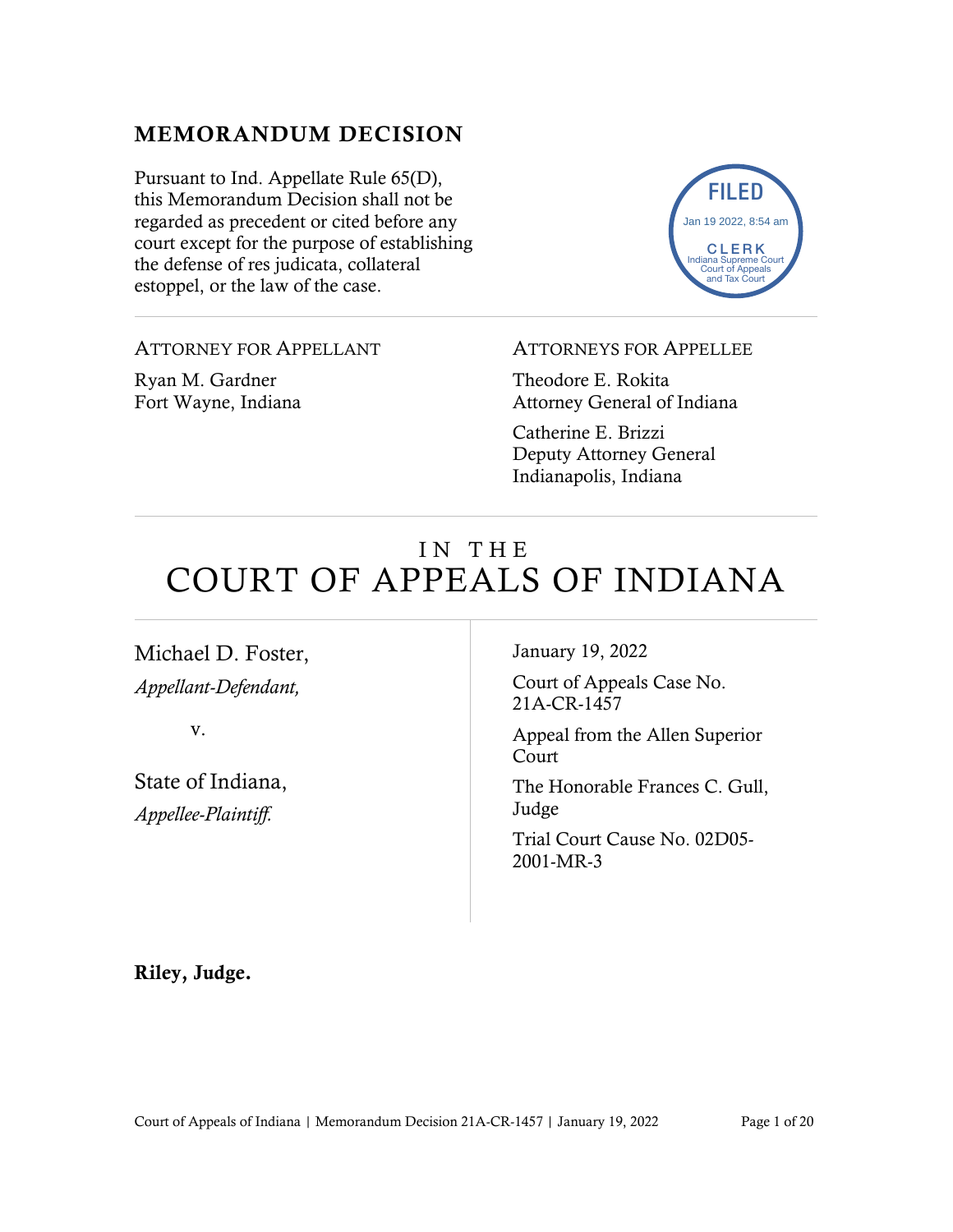## MEMORANDUM DECISION

Pursuant to Ind. Appellate Rule 65(D), this Memorandum Decision shall not be regarded as precedent or cited before any court except for the purpose of establishing the defense of res judicata, collateral estoppel, or the law of the case.

FILED
Jan 19 2022, 8:54 am
CLERK
Indiana Supreme Court
Court of Appeals
and Tax Court

---

ATTORNEY FOR APPELLANT

Ryan M. Gardner
Fort Wayne, Indiana

ATTORNEYS FOR APPELLEE

Theodore E. Rokita
Attorney General of Indiana

Catherine E. Brizzi
Deputy Attorney General
Indianapolis, Indiana

---

# IN THE COURT OF APPEALS OF INDIANA

---

Michael D. Foster,
*Appellant-Defendant,*

v.

State of Indiana,
*Appellee-Plaintiff.*

January 19, 2022

Court of Appeals Case No. 21A-CR-1457

Appeal from the Allen Superior Court

The Honorable Frances C. Gull, Judge

Trial Court Cause No. 02D05-2001-MR-3

**Riley, Judge.**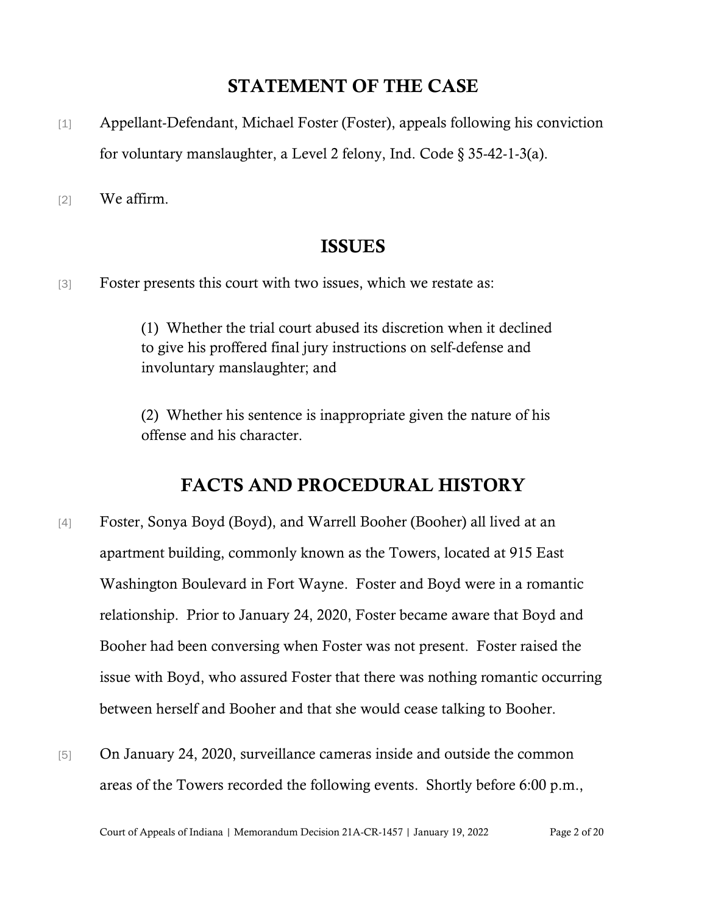## STATEMENT OF THE CASE

[1] Appellant-Defendant, Michael Foster (Foster), appeals following his conviction for voluntary manslaughter, a Level 2 felony, Ind. Code § 35-42-1-3(a).

[2] We affirm.

## ISSUES

[3] Foster presents this court with two issues, which we restate as:

> (1) Whether the trial court abused its discretion when it declined to give his proffered final jury instructions on self-defense and involuntary manslaughter; and
>
> (2) Whether his sentence is inappropriate given the nature of his offense and his character.

## FACTS AND PROCEDURAL HISTORY

[4] Foster, Sonya Boyd (Boyd), and Warrell Booher (Booher) all lived at an apartment building, commonly known as the Towers, located at 915 East Washington Boulevard in Fort Wayne. Foster and Boyd were in a romantic relationship. Prior to January 24, 2020, Foster became aware that Boyd and Booher had been conversing when Foster was not present. Foster raised the issue with Boyd, who assured Foster that there was nothing romantic occurring between herself and Booher and that she would cease talking to Booher.

[5] On January 24, 2020, surveillance cameras inside and outside the common areas of the Towers recorded the following events. Shortly before 6:00 p.m.,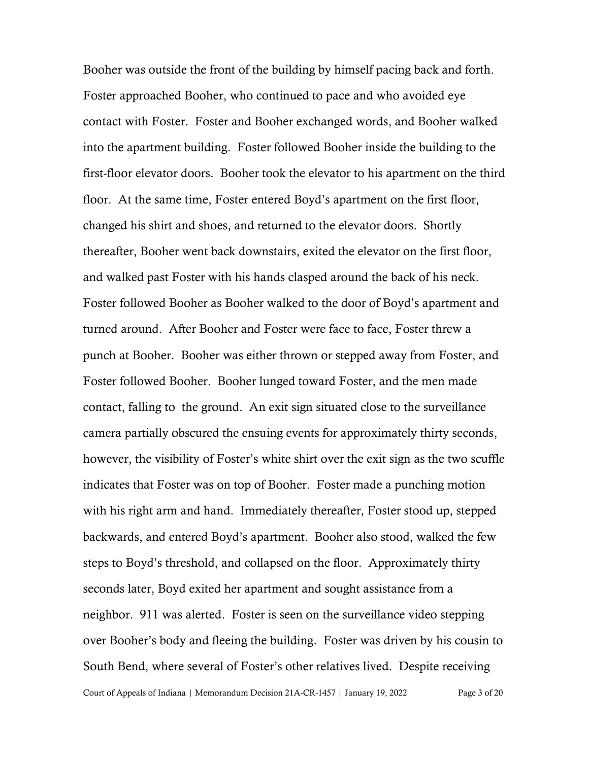Booher was outside the front of the building by himself pacing back and forth. Foster approached Booher, who continued to pace and who avoided eye contact with Foster. Foster and Booher exchanged words, and Booher walked into the apartment building. Foster followed Booher inside the building to the first-floor elevator doors. Booher took the elevator to his apartment on the third floor. At the same time, Foster entered Boyd's apartment on the first floor, changed his shirt and shoes, and returned to the elevator doors. Shortly thereafter, Booher went back downstairs, exited the elevator on the first floor, and walked past Foster with his hands clasped around the back of his neck. Foster followed Booher as Booher walked to the door of Boyd's apartment and turned around. After Booher and Foster were face to face, Foster threw a punch at Booher. Booher was either thrown or stepped away from Foster, and Foster followed Booher. Booher lunged toward Foster, and the men made contact, falling to the ground. An exit sign situated close to the surveillance camera partially obscured the ensuing events for approximately thirty seconds, however, the visibility of Foster's white shirt over the exit sign as the two scuffle indicates that Foster was on top of Booher. Foster made a punching motion with his right arm and hand. Immediately thereafter, Foster stood up, stepped backwards, and entered Boyd's apartment. Booher also stood, walked the few steps to Boyd's threshold, and collapsed on the floor. Approximately thirty seconds later, Boyd exited her apartment and sought assistance from a neighbor. 911 was alerted. Foster is seen on the surveillance video stepping over Booher's body and fleeing the building. Foster was driven by his cousin to South Bend, where several of Foster's other relatives lived. Despite receiving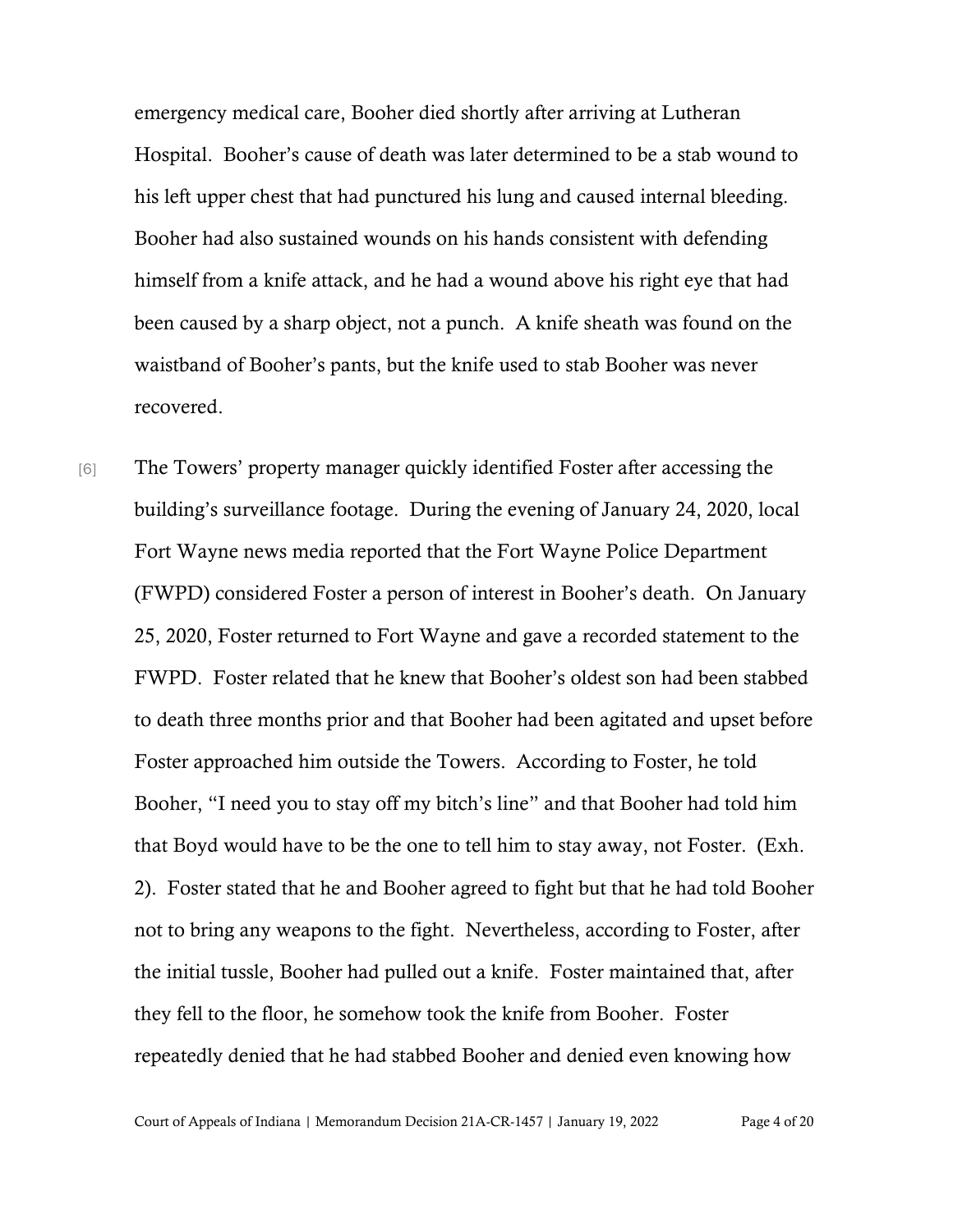emergency medical care, Booher died shortly after arriving at Lutheran Hospital. Booher's cause of death was later determined to be a stab wound to his left upper chest that had punctured his lung and caused internal bleeding. Booher had also sustained wounds on his hands consistent with defending himself from a knife attack, and he had a wound above his right eye that had been caused by a sharp object, not a punch. A knife sheath was found on the waistband of Booher's pants, but the knife used to stab Booher was never recovered.

[6] The Towers' property manager quickly identified Foster after accessing the building's surveillance footage. During the evening of January 24, 2020, local Fort Wayne news media reported that the Fort Wayne Police Department (FWPD) considered Foster a person of interest in Booher's death. On January 25, 2020, Foster returned to Fort Wayne and gave a recorded statement to the FWPD. Foster related that he knew that Booher's oldest son had been stabbed to death three months prior and that Booher had been agitated and upset before Foster approached him outside the Towers. According to Foster, he told Booher, "I need you to stay off my bitch's line" and that Booher had told him that Boyd would have to be the one to tell him to stay away, not Foster. (Exh. 2). Foster stated that he and Booher agreed to fight but that he had told Booher not to bring any weapons to the fight. Nevertheless, according to Foster, after the initial tussle, Booher had pulled out a knife. Foster maintained that, after they fell to the floor, he somehow took the knife from Booher. Foster repeatedly denied that he had stabbed Booher and denied even knowing how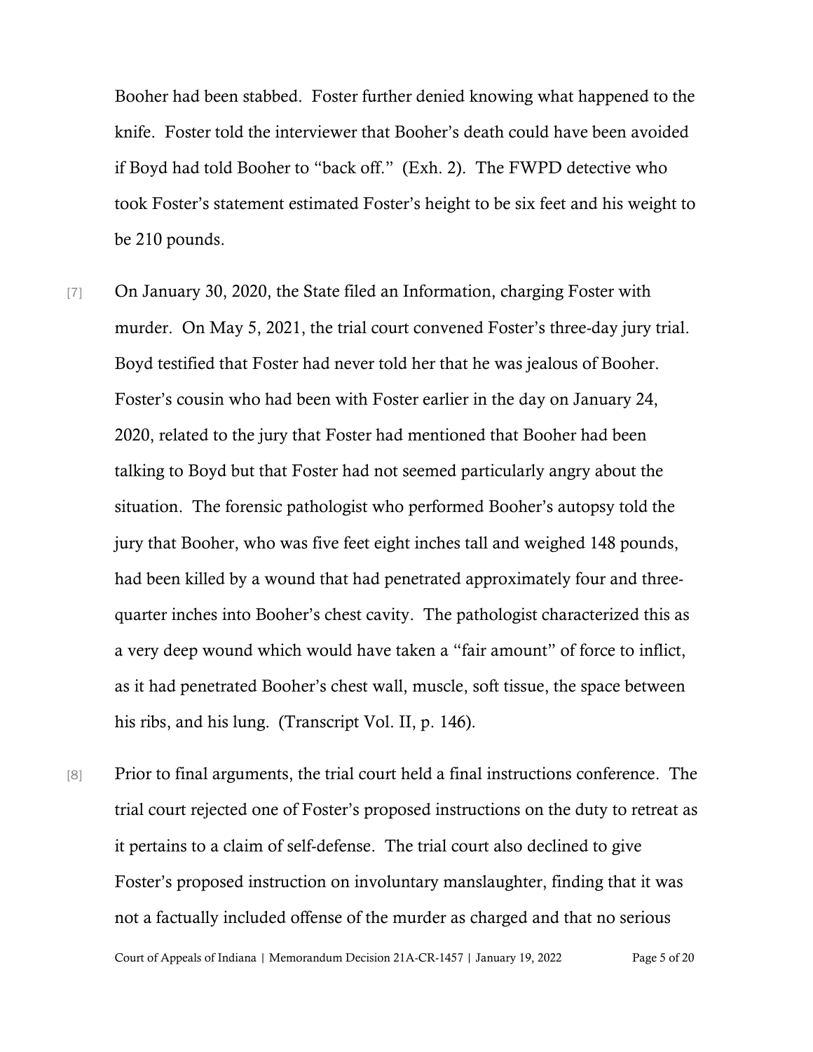Booher had been stabbed. Foster further denied knowing what happened to the knife. Foster told the interviewer that Booher's death could have been avoided if Boyd had told Booher to "back off." (Exh. 2). The FWPD detective who took Foster's statement estimated Foster's height to be six feet and his weight to be 210 pounds.

[7] On January 30, 2020, the State filed an Information, charging Foster with murder. On May 5, 2021, the trial court convened Foster's three-day jury trial. Boyd testified that Foster had never told her that he was jealous of Booher. Foster's cousin who had been with Foster earlier in the day on January 24, 2020, related to the jury that Foster had mentioned that Booher had been talking to Boyd but that Foster had not seemed particularly angry about the situation. The forensic pathologist who performed Booher's autopsy told the jury that Booher, who was five feet eight inches tall and weighed 148 pounds, had been killed by a wound that had penetrated approximately four and three-quarter inches into Booher's chest cavity. The pathologist characterized this as a very deep wound which would have taken a "fair amount" of force to inflict, as it had penetrated Booher's chest wall, muscle, soft tissue, the space between his ribs, and his lung. (Transcript Vol. II, p. 146).

[8] Prior to final arguments, the trial court held a final instructions conference. The trial court rejected one of Foster's proposed instructions on the duty to retreat as it pertains to a claim of self-defense. The trial court also declined to give Foster's proposed instruction on involuntary manslaughter, finding that it was not a factually included offense of the murder as charged and that no serious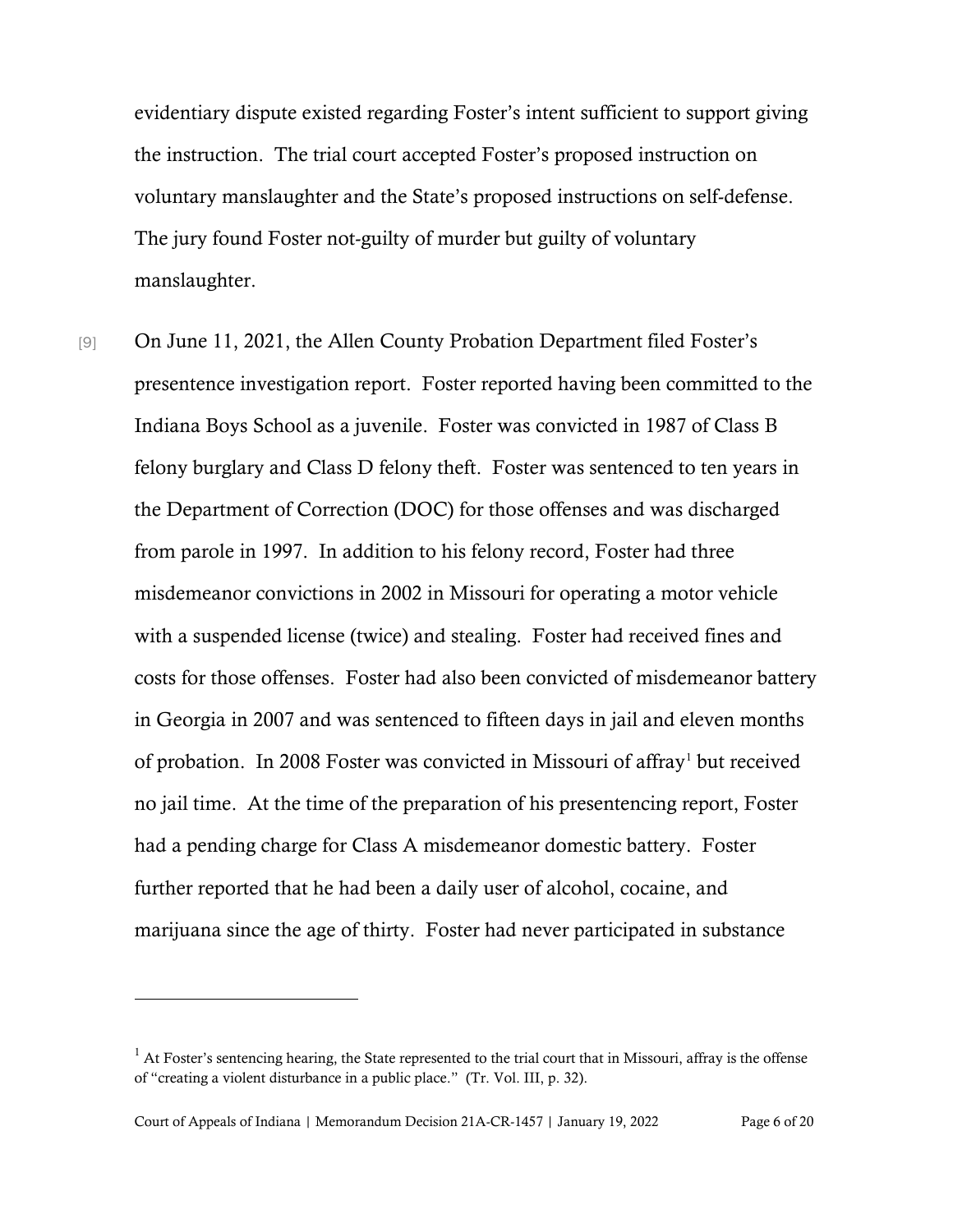evidentiary dispute existed regarding Foster's intent sufficient to support giving the instruction. The trial court accepted Foster's proposed instruction on voluntary manslaughter and the State's proposed instructions on self-defense. The jury found Foster not-guilty of murder but guilty of voluntary manslaughter.

[9] On June 11, 2021, the Allen County Probation Department filed Foster's presentence investigation report. Foster reported having been committed to the Indiana Boys School as a juvenile. Foster was convicted in 1987 of Class B felony burglary and Class D felony theft. Foster was sentenced to ten years in the Department of Correction (DOC) for those offenses and was discharged from parole in 1997. In addition to his felony record, Foster had three misdemeanor convictions in 2002 in Missouri for operating a motor vehicle with a suspended license (twice) and stealing. Foster had received fines and costs for those offenses. Foster had also been convicted of misdemeanor battery in Georgia in 2007 and was sentenced to fifteen days in jail and eleven months of probation. In 2008 Foster was convicted in Missouri of affray[1] but received no jail time. At the time of the preparation of his presentencing report, Foster had a pending charge for Class A misdemeanor domestic battery. Foster further reported that he had been a daily user of alcohol, cocaine, and marijuana since the age of thirty. Foster had never participated in substance

[1] At Foster's sentencing hearing, the State represented to the trial court that in Missouri, affray is the offense of "creating a violent disturbance in a public place." (Tr. Vol. III, p. 32).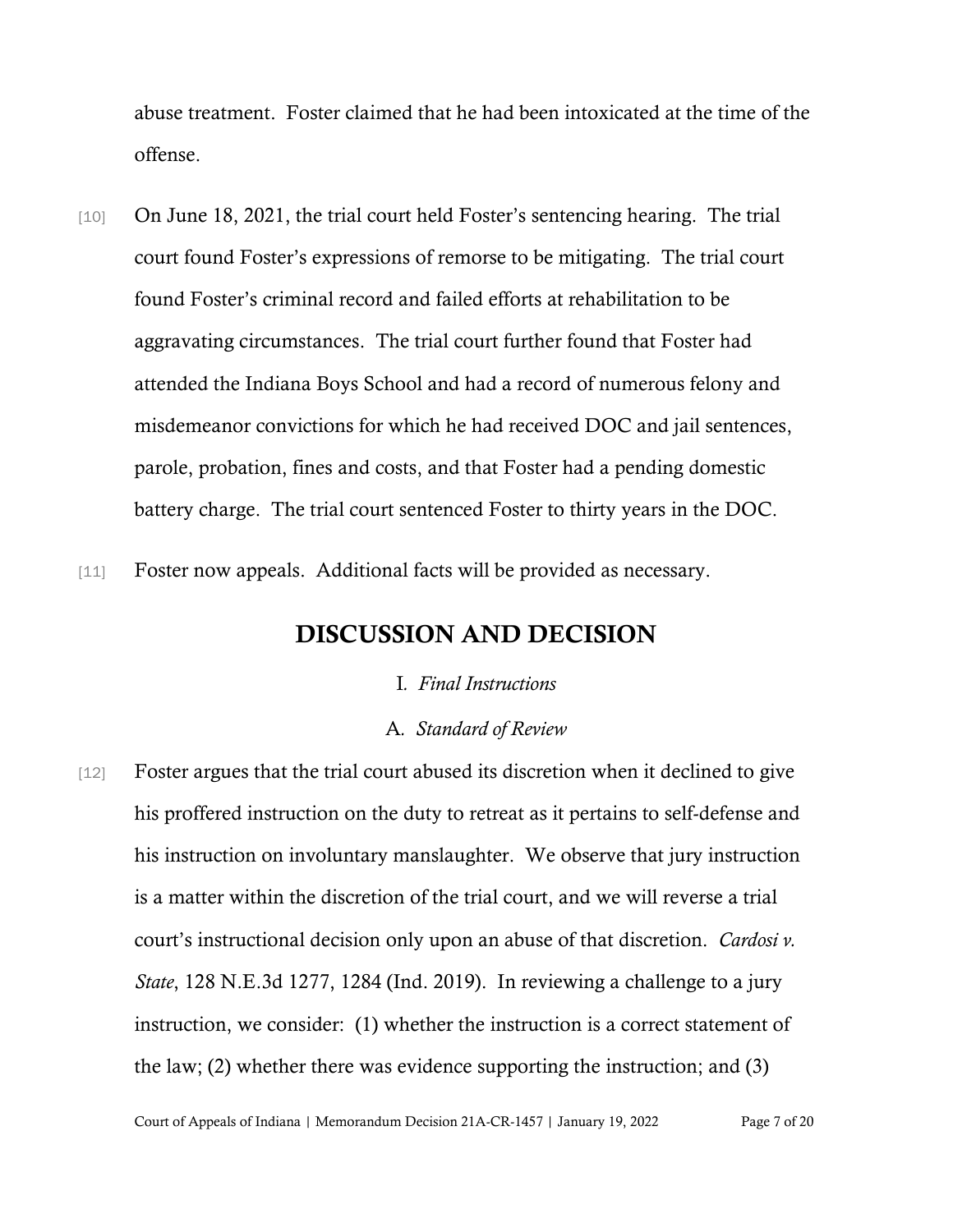abuse treatment. Foster claimed that he had been intoxicated at the time of the offense.

[10] On June 18, 2021, the trial court held Foster's sentencing hearing. The trial court found Foster's expressions of remorse to be mitigating. The trial court found Foster's criminal record and failed efforts at rehabilitation to be aggravating circumstances. The trial court further found that Foster had attended the Indiana Boys School and had a record of numerous felony and misdemeanor convictions for which he had received DOC and jail sentences, parole, probation, fines and costs, and that Foster had a pending domestic battery charge. The trial court sentenced Foster to thirty years in the DOC.

[11] Foster now appeals. Additional facts will be provided as necessary.

## DISCUSSION AND DECISION

### I. *Final Instructions*

#### A. *Standard of Review*

[12] Foster argues that the trial court abused its discretion when it declined to give his proffered instruction on the duty to retreat as it pertains to self-defense and his instruction on involuntary manslaughter. We observe that jury instruction is a matter within the discretion of the trial court, and we will reverse a trial court's instructional decision only upon an abuse of that discretion. *Cardosi v. State*, 128 N.E.3d 1277, 1284 (Ind. 2019). In reviewing a challenge to a jury instruction, we consider: (1) whether the instruction is a correct statement of the law; (2) whether there was evidence supporting the instruction; and (3)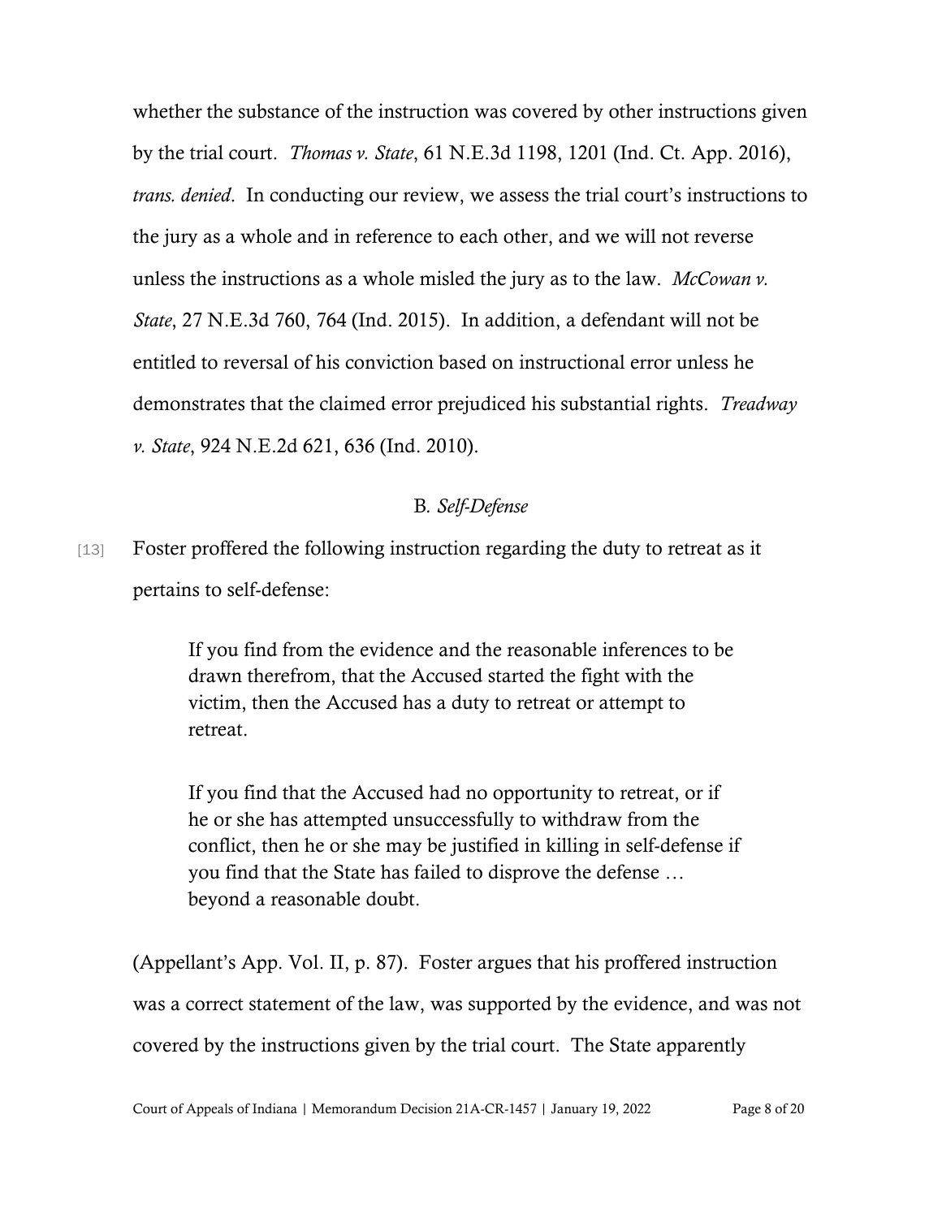whether the substance of the instruction was covered by other instructions given by the trial court. *Thomas v. State*, 61 N.E.3d 1198, 1201 (Ind. Ct. App. 2016), *trans. denied*. In conducting our review, we assess the trial court's instructions to the jury as a whole and in reference to each other, and we will not reverse unless the instructions as a whole misled the jury as to the law. *McCowan v. State*, 27 N.E.3d 760, 764 (Ind. 2015). In addition, a defendant will not be entitled to reversal of his conviction based on instructional error unless he demonstrates that the claimed error prejudiced his substantial rights. *Treadway v. State*, 924 N.E.2d 621, 636 (Ind. 2010).

B. *Self-Defense*

[13] Foster proffered the following instruction regarding the duty to retreat as it pertains to self-defense:

> If you find from the evidence and the reasonable inferences to be drawn therefrom, that the Accused started the fight with the victim, then the Accused has a duty to retreat or attempt to retreat.
>
> If you find that the Accused had no opportunity to retreat, or if he or she has attempted unsuccessfully to withdraw from the conflict, then he or she may be justified in killing in self-defense if you find that the State has failed to disprove the defense … beyond a reasonable doubt.

(Appellant's App. Vol. II, p. 87). Foster argues that his proffered instruction was a correct statement of the law, was supported by the evidence, and was not covered by the instructions given by the trial court. The State apparently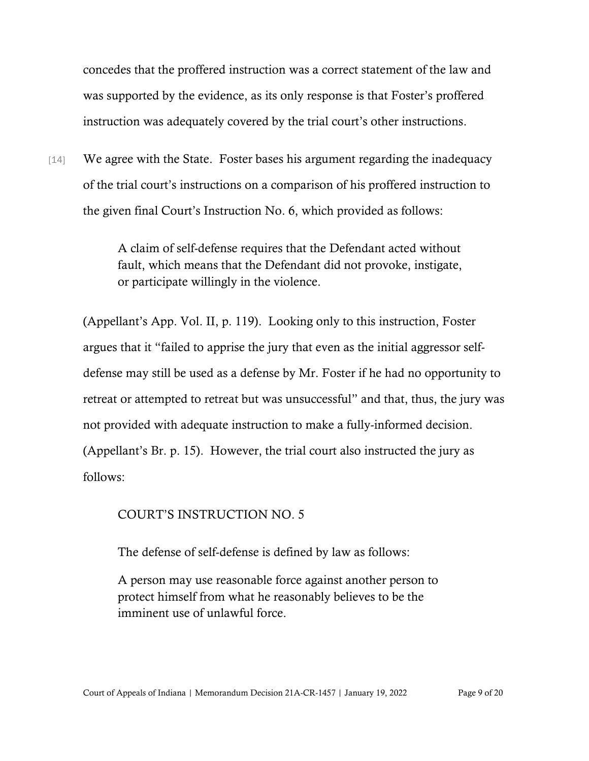concedes that the proffered instruction was a correct statement of the law and was supported by the evidence, as its only response is that Foster's proffered instruction was adequately covered by the trial court's other instructions.

[14] We agree with the State. Foster bases his argument regarding the inadequacy of the trial court's instructions on a comparison of his proffered instruction to the given final Court's Instruction No. 6, which provided as follows:

> A claim of self-defense requires that the Defendant acted without fault, which means that the Defendant did not provoke, instigate, or participate willingly in the violence.

(Appellant's App. Vol. II, p. 119). Looking only to this instruction, Foster argues that it "failed to apprise the jury that even as the initial aggressor self-defense may still be used as a defense by Mr. Foster if he had no opportunity to retreat or attempted to retreat but was unsuccessful" and that, thus, the jury was not provided with adequate instruction to make a fully-informed decision. (Appellant's Br. p. 15). However, the trial court also instructed the jury as follows:

> COURT'S INSTRUCTION NO. 5
>
> The defense of self-defense is defined by law as follows:
>
> A person may use reasonable force against another person to protect himself from what he reasonably believes to be the imminent use of unlawful force.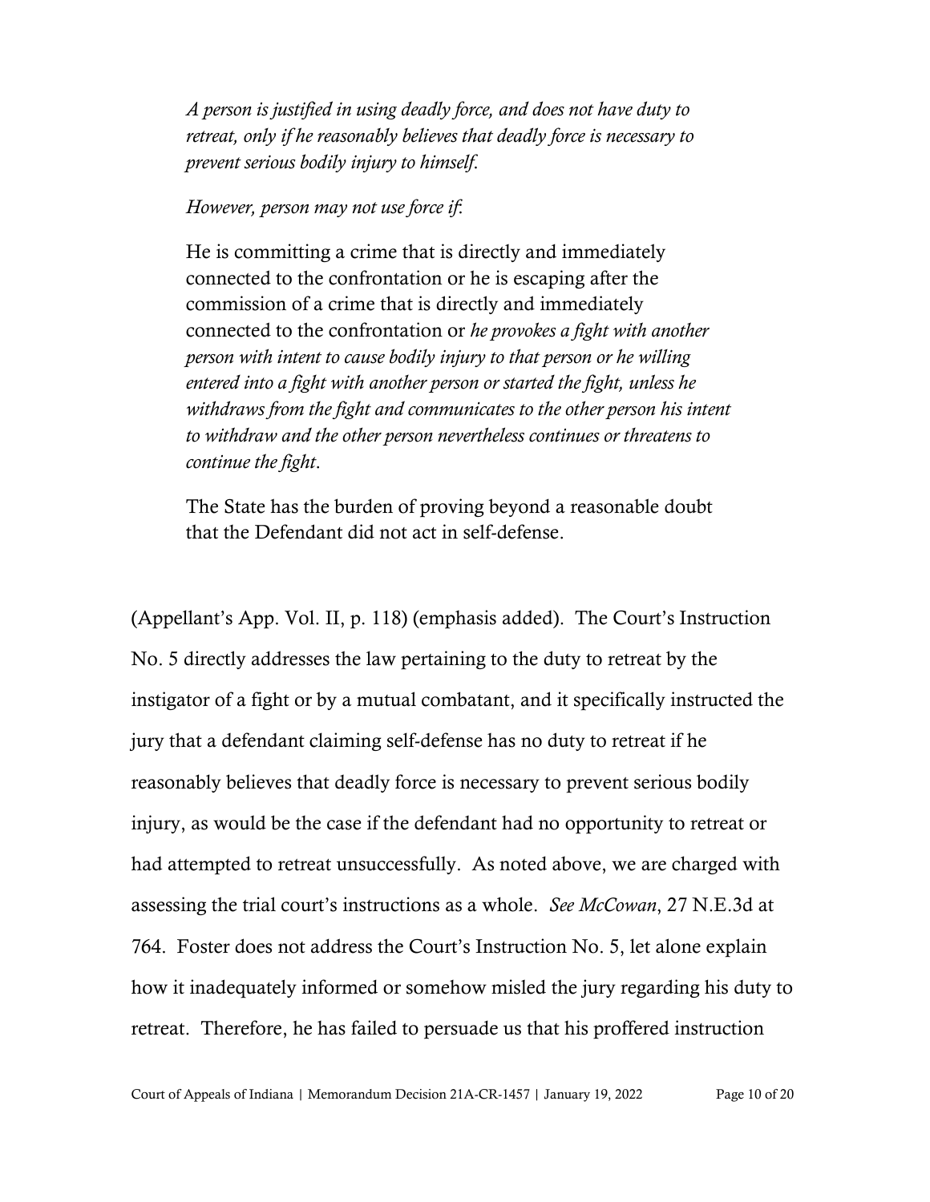> *A person is justified in using deadly force, and does not have duty to retreat, only if he reasonably believes that deadly force is necessary to prevent serious bodily injury to himself.*
>
> *However, person may not use force if:*
>
> He is committing a crime that is directly and immediately connected to the confrontation or he is escaping after the commission of a crime that is directly and immediately connected to the confrontation or *he provokes a fight with another person with intent to cause bodily injury to that person or he willing entered into a fight with another person or started the fight, unless he withdraws from the fight and communicates to the other person his intent to withdraw and the other person nevertheless continues or threatens to continue the fight*.
>
> The State has the burden of proving beyond a reasonable doubt that the Defendant did not act in self-defense.

(Appellant's App. Vol. II, p. 118) (emphasis added). The Court's Instruction No. 5 directly addresses the law pertaining to the duty to retreat by the instigator of a fight or by a mutual combatant, and it specifically instructed the jury that a defendant claiming self-defense has no duty to retreat if he reasonably believes that deadly force is necessary to prevent serious bodily injury, as would be the case if the defendant had no opportunity to retreat or had attempted to retreat unsuccessfully. As noted above, we are charged with assessing the trial court's instructions as a whole. *See McCowan*, 27 N.E.3d at 764. Foster does not address the Court's Instruction No. 5, let alone explain how it inadequately informed or somehow misled the jury regarding his duty to retreat. Therefore, he has failed to persuade us that his proffered instruction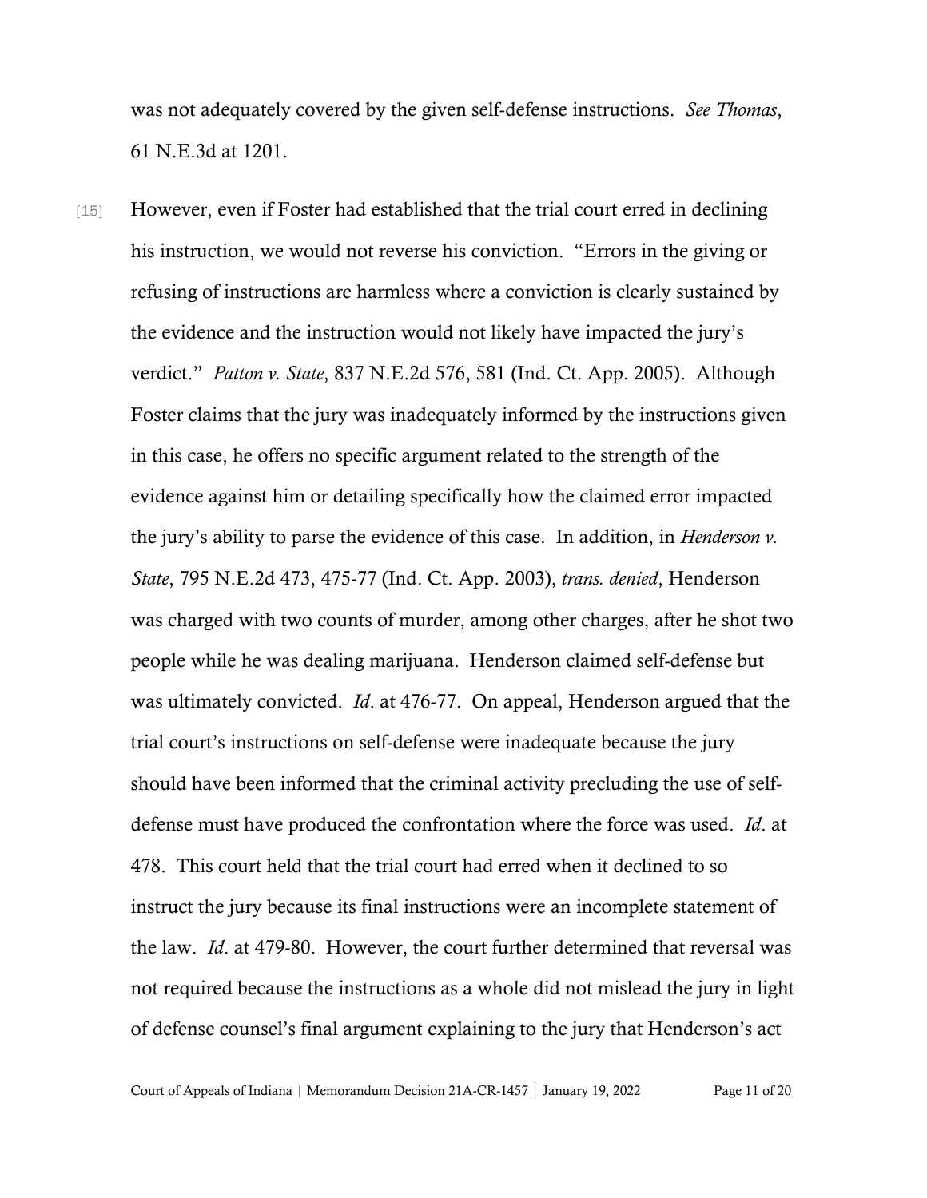was not adequately covered by the given self-defense instructions. *See Thomas*, 61 N.E.3d at 1201.

[15] However, even if Foster had established that the trial court erred in declining his instruction, we would not reverse his conviction. "Errors in the giving or refusing of instructions are harmless where a conviction is clearly sustained by the evidence and the instruction would not likely have impacted the jury's verdict." *Patton v. State*, 837 N.E.2d 576, 581 (Ind. Ct. App. 2005). Although Foster claims that the jury was inadequately informed by the instructions given in this case, he offers no specific argument related to the strength of the evidence against him or detailing specifically how the claimed error impacted the jury's ability to parse the evidence of this case. In addition, in *Henderson v. State*, 795 N.E.2d 473, 475-77 (Ind. Ct. App. 2003), *trans. denied*, Henderson was charged with two counts of murder, among other charges, after he shot two people while he was dealing marijuana. Henderson claimed self-defense but was ultimately convicted. *Id*. at 476-77. On appeal, Henderson argued that the trial court's instructions on self-defense were inadequate because the jury should have been informed that the criminal activity precluding the use of self-defense must have produced the confrontation where the force was used. *Id*. at 478. This court held that the trial court had erred when it declined to so instruct the jury because its final instructions were an incomplete statement of the law. *Id*. at 479-80. However, the court further determined that reversal was not required because the instructions as a whole did not mislead the jury in light of defense counsel's final argument explaining to the jury that Henderson's act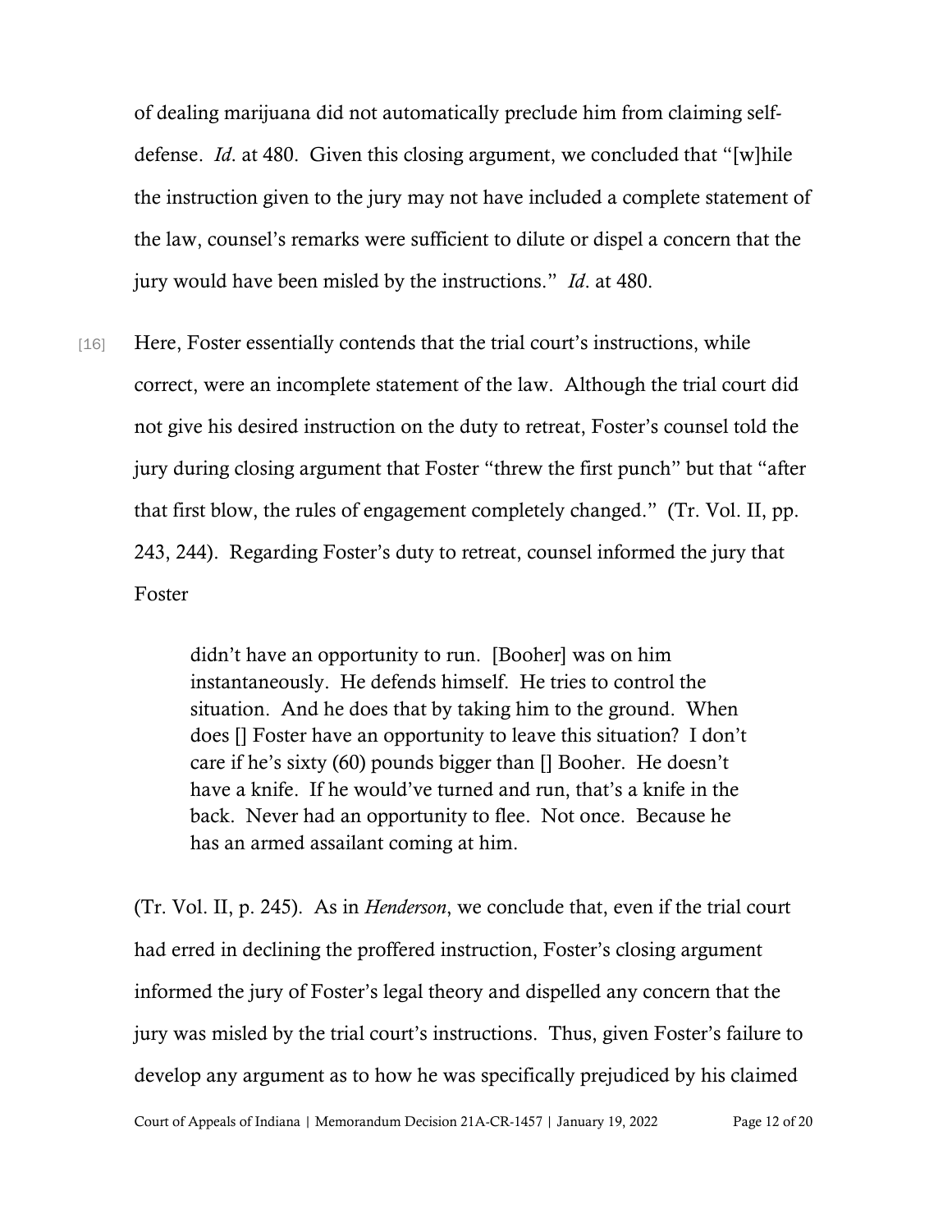of dealing marijuana did not automatically preclude him from claiming self-defense. *Id*. at 480. Given this closing argument, we concluded that "[w]hile the instruction given to the jury may not have included a complete statement of the law, counsel's remarks were sufficient to dilute or dispel a concern that the jury would have been misled by the instructions." *Id*. at 480.

[16] Here, Foster essentially contends that the trial court's instructions, while correct, were an incomplete statement of the law. Although the trial court did not give his desired instruction on the duty to retreat, Foster's counsel told the jury during closing argument that Foster "threw the first punch" but that "after that first blow, the rules of engagement completely changed." (Tr. Vol. II, pp. 243, 244). Regarding Foster's duty to retreat, counsel informed the jury that Foster

> didn't have an opportunity to run. [Booher] was on him instantaneously. He defends himself. He tries to control the situation. And he does that by taking him to the ground. When does [] Foster have an opportunity to leave this situation? I don't care if he's sixty (60) pounds bigger than [] Booher. He doesn't have a knife. If he would've turned and run, that's a knife in the back. Never had an opportunity to flee. Not once. Because he has an armed assailant coming at him.

(Tr. Vol. II, p. 245). As in *Henderson*, we conclude that, even if the trial court had erred in declining the proffered instruction, Foster's closing argument informed the jury of Foster's legal theory and dispelled any concern that the jury was misled by the trial court's instructions. Thus, given Foster's failure to develop any argument as to how he was specifically prejudiced by his claimed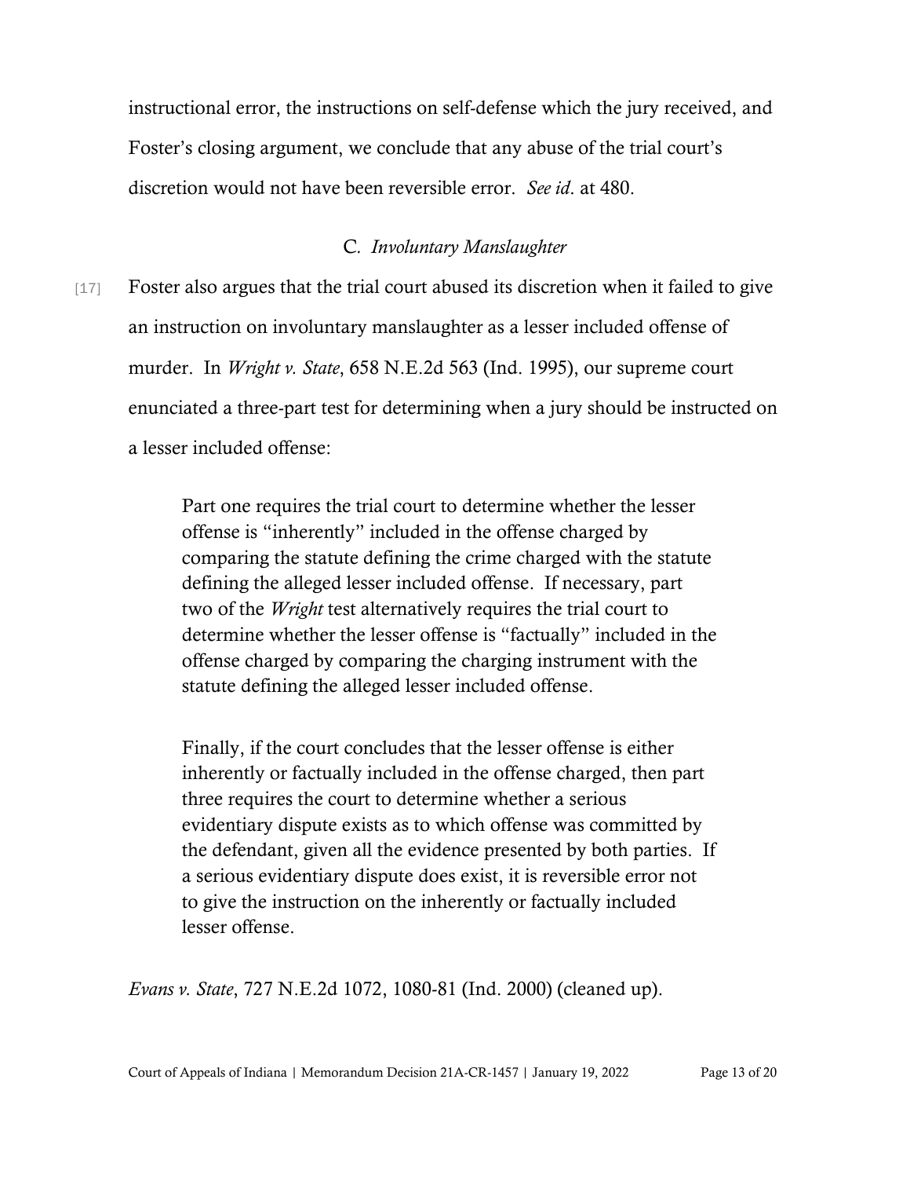instructional error, the instructions on self-defense which the jury received, and Foster's closing argument, we conclude that any abuse of the trial court's discretion would not have been reversible error. *See id*. at 480.

### C. *Involuntary Manslaughter*

[17] Foster also argues that the trial court abused its discretion when it failed to give an instruction on involuntary manslaughter as a lesser included offense of murder. In *Wright v. State*, 658 N.E.2d 563 (Ind. 1995), our supreme court enunciated a three-part test for determining when a jury should be instructed on a lesser included offense:

> Part one requires the trial court to determine whether the lesser offense is "inherently" included in the offense charged by comparing the statute defining the crime charged with the statute defining the alleged lesser included offense. If necessary, part two of the *Wright* test alternatively requires the trial court to determine whether the lesser offense is "factually" included in the offense charged by comparing the charging instrument with the statute defining the alleged lesser included offense.
>
> Finally, if the court concludes that the lesser offense is either inherently or factually included in the offense charged, then part three requires the court to determine whether a serious evidentiary dispute exists as to which offense was committed by the defendant, given all the evidence presented by both parties. If a serious evidentiary dispute does exist, it is reversible error not to give the instruction on the inherently or factually included lesser offense.

*Evans v. State*, 727 N.E.2d 1072, 1080-81 (Ind. 2000) (cleaned up).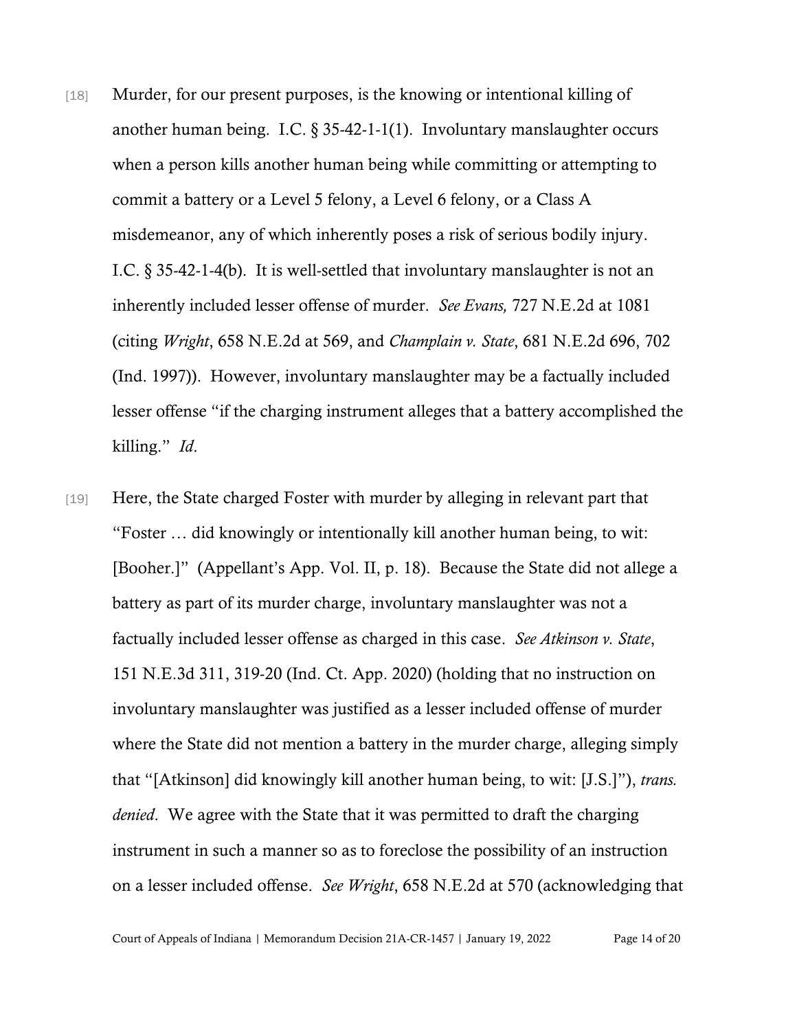[18] Murder, for our present purposes, is the knowing or intentional killing of another human being. I.C. § 35-42-1-1(1). Involuntary manslaughter occurs when a person kills another human being while committing or attempting to commit a battery or a Level 5 felony, a Level 6 felony, or a Class A misdemeanor, any of which inherently poses a risk of serious bodily injury. I.C. § 35-42-1-4(b). It is well-settled that involuntary manslaughter is not an inherently included lesser offense of murder. *See Evans,* 727 N.E.2d at 1081 (citing *Wright*, 658 N.E.2d at 569, and *Champlain v. State*, 681 N.E.2d 696, 702 (Ind. 1997)). However, involuntary manslaughter may be a factually included lesser offense "if the charging instrument alleges that a battery accomplished the killing." *Id*.

[19] Here, the State charged Foster with murder by alleging in relevant part that "Foster … did knowingly or intentionally kill another human being, to wit: [Booher.]" (Appellant's App. Vol. II, p. 18). Because the State did not allege a battery as part of its murder charge, involuntary manslaughter was not a factually included lesser offense as charged in this case. *See Atkinson v. State*, 151 N.E.3d 311, 319-20 (Ind. Ct. App. 2020) (holding that no instruction on involuntary manslaughter was justified as a lesser included offense of murder where the State did not mention a battery in the murder charge, alleging simply that "[Atkinson] did knowingly kill another human being, to wit: [J.S.]"), *trans. denied*. We agree with the State that it was permitted to draft the charging instrument in such a manner so as to foreclose the possibility of an instruction on a lesser included offense. *See Wright*, 658 N.E.2d at 570 (acknowledging that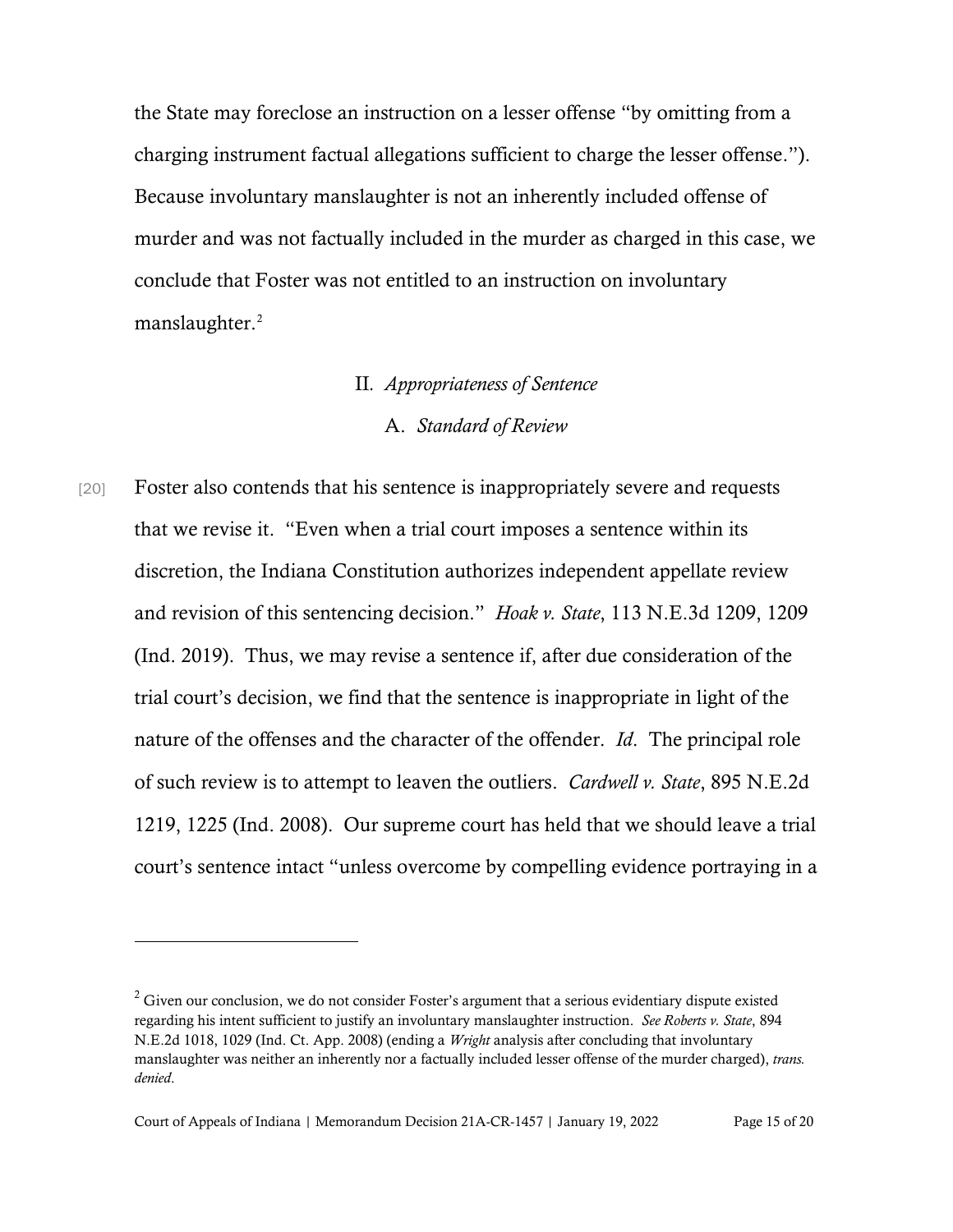the State may foreclose an instruction on a lesser offense "by omitting from a charging instrument factual allegations sufficient to charge the lesser offense."). Because involuntary manslaughter is not an inherently included offense of murder and was not factually included in the murder as charged in this case, we conclude that Foster was not entitled to an instruction on involuntary manslaughter.[2]

## II. *Appropriateness of Sentence*

### A. *Standard of Review*

[20] Foster also contends that his sentence is inappropriately severe and requests that we revise it. "Even when a trial court imposes a sentence within its discretion, the Indiana Constitution authorizes independent appellate review and revision of this sentencing decision." *Hoak v. State*, 113 N.E.3d 1209, 1209 (Ind. 2019). Thus, we may revise a sentence if, after due consideration of the trial court's decision, we find that the sentence is inappropriate in light of the nature of the offenses and the character of the offender. *Id*. The principal role of such review is to attempt to leaven the outliers. *Cardwell v. State*, 895 N.E.2d 1219, 1225 (Ind. 2008). Our supreme court has held that we should leave a trial court's sentence intact "unless overcome by compelling evidence portraying in a

---

[2] Given our conclusion, we do not consider Foster's argument that a serious evidentiary dispute existed regarding his intent sufficient to justify an involuntary manslaughter instruction. *See Roberts v. State*, 894 N.E.2d 1018, 1029 (Ind. Ct. App. 2008) (ending a *Wright* analysis after concluding that involuntary manslaughter was neither an inherently nor a factually included lesser offense of the murder charged), *trans. denied*.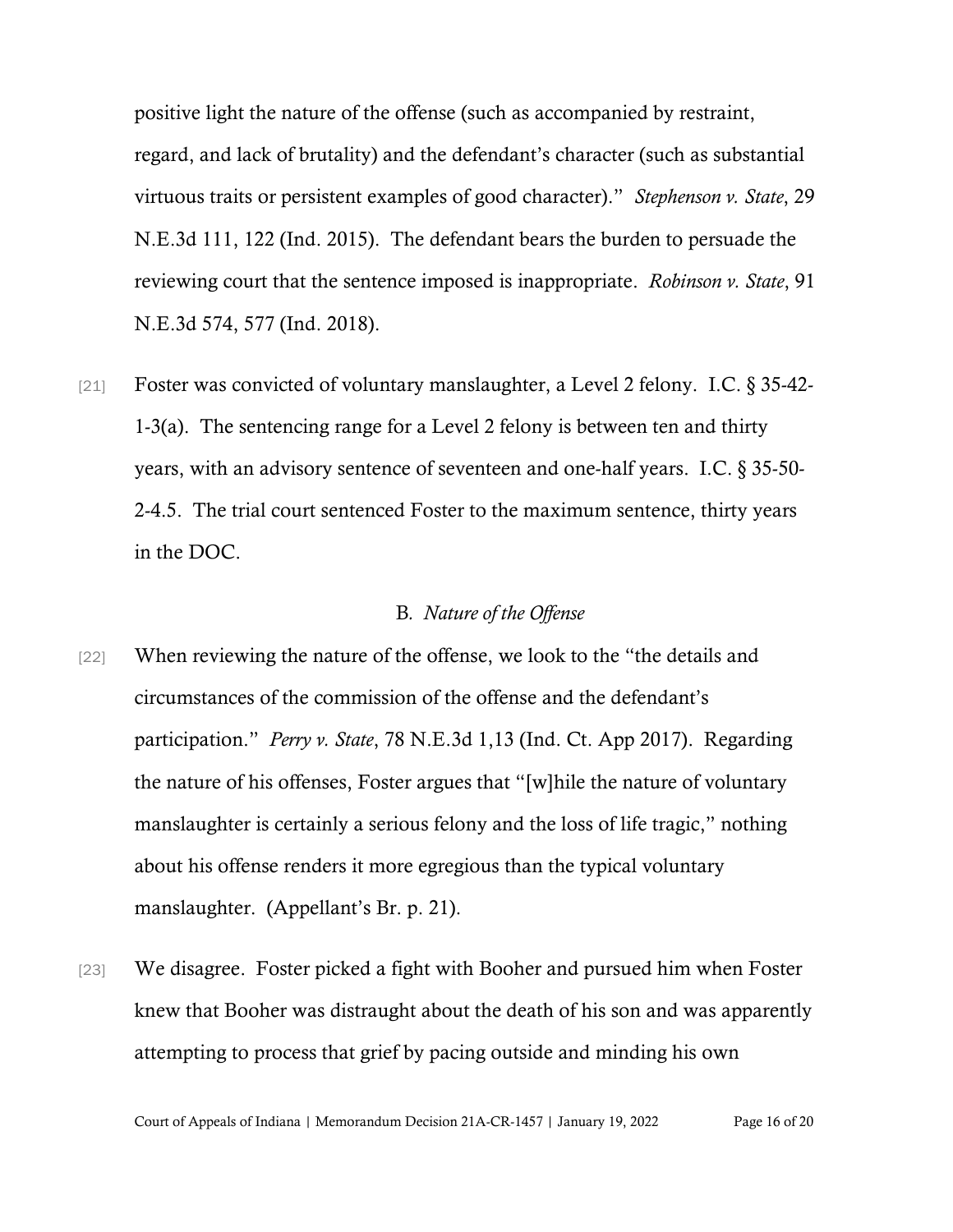positive light the nature of the offense (such as accompanied by restraint, regard, and lack of brutality) and the defendant's character (such as substantial virtuous traits or persistent examples of good character)." *Stephenson v. State*, 29 N.E.3d 111, 122 (Ind. 2015). The defendant bears the burden to persuade the reviewing court that the sentence imposed is inappropriate. *Robinson v. State*, 91 N.E.3d 574, 577 (Ind. 2018).

[21] Foster was convicted of voluntary manslaughter, a Level 2 felony. I.C. § 35-42-1-3(a). The sentencing range for a Level 2 felony is between ten and thirty years, with an advisory sentence of seventeen and one-half years. I.C. § 35-50-2-4.5. The trial court sentenced Foster to the maximum sentence, thirty years in the DOC.

### B. *Nature of the Offense*

[22] When reviewing the nature of the offense, we look to the "the details and circumstances of the commission of the offense and the defendant's participation." *Perry v. State*, 78 N.E.3d 1,13 (Ind. Ct. App 2017). Regarding the nature of his offenses, Foster argues that "[w]hile the nature of voluntary manslaughter is certainly a serious felony and the loss of life tragic," nothing about his offense renders it more egregious than the typical voluntary manslaughter. (Appellant's Br. p. 21).

[23] We disagree. Foster picked a fight with Booher and pursued him when Foster knew that Booher was distraught about the death of his son and was apparently attempting to process that grief by pacing outside and minding his own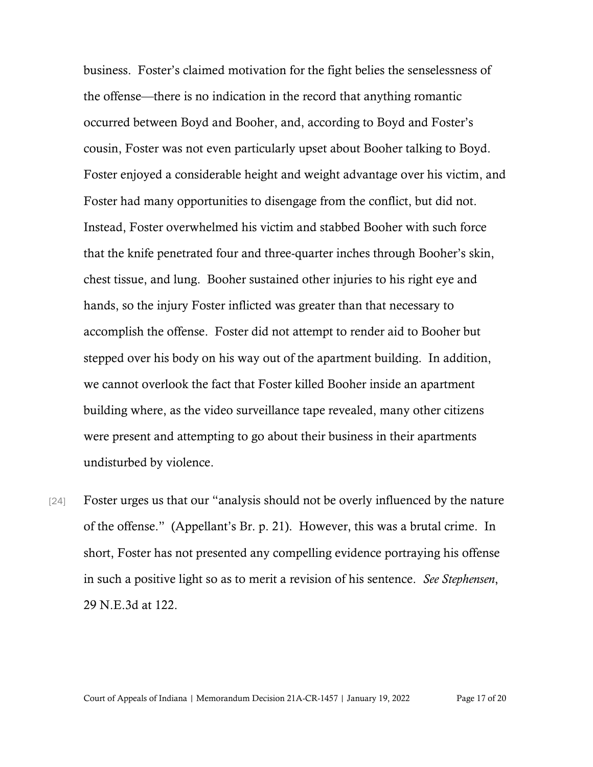business. Foster's claimed motivation for the fight belies the senselessness of the offense—there is no indication in the record that anything romantic occurred between Boyd and Booher, and, according to Boyd and Foster's cousin, Foster was not even particularly upset about Booher talking to Boyd. Foster enjoyed a considerable height and weight advantage over his victim, and Foster had many opportunities to disengage from the conflict, but did not. Instead, Foster overwhelmed his victim and stabbed Booher with such force that the knife penetrated four and three-quarter inches through Booher's skin, chest tissue, and lung. Booher sustained other injuries to his right eye and hands, so the injury Foster inflicted was greater than that necessary to accomplish the offense. Foster did not attempt to render aid to Booher but stepped over his body on his way out of the apartment building. In addition, we cannot overlook the fact that Foster killed Booher inside an apartment building where, as the video surveillance tape revealed, many other citizens were present and attempting to go about their business in their apartments undisturbed by violence.

[24] Foster urges us that our "analysis should not be overly influenced by the nature of the offense." (Appellant's Br. p. 21). However, this was a brutal crime. In short, Foster has not presented any compelling evidence portraying his offense in such a positive light so as to merit a revision of his sentence. *See Stephensen*, 29 N.E.3d at 122.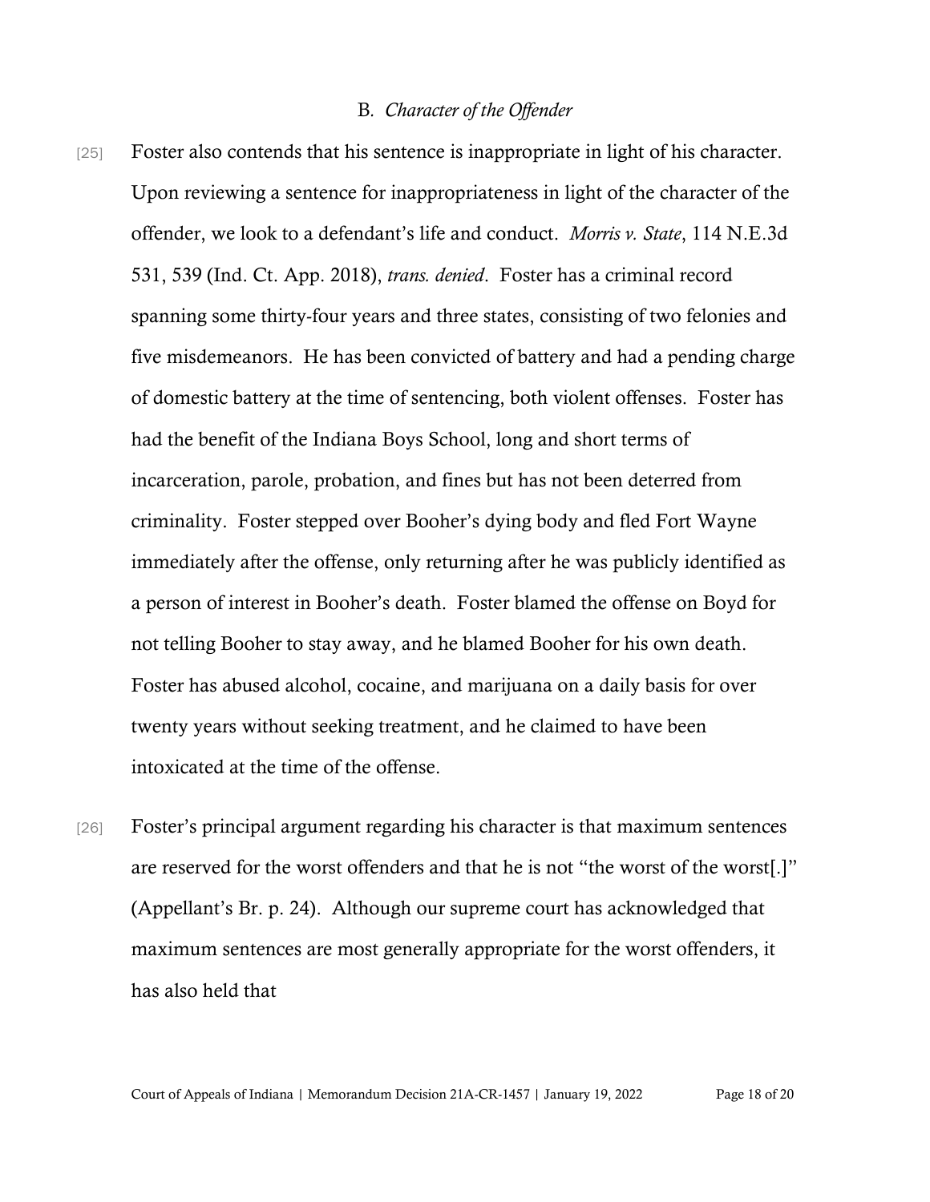### B. *Character of the Offender*

[25] Foster also contends that his sentence is inappropriate in light of his character. Upon reviewing a sentence for inappropriateness in light of the character of the offender, we look to a defendant's life and conduct. *Morris v. State*, 114 N.E.3d 531, 539 (Ind. Ct. App. 2018), *trans. denied*. Foster has a criminal record spanning some thirty-four years and three states, consisting of two felonies and five misdemeanors. He has been convicted of battery and had a pending charge of domestic battery at the time of sentencing, both violent offenses. Foster has had the benefit of the Indiana Boys School, long and short terms of incarceration, parole, probation, and fines but has not been deterred from criminality. Foster stepped over Booher's dying body and fled Fort Wayne immediately after the offense, only returning after he was publicly identified as a person of interest in Booher's death. Foster blamed the offense on Boyd for not telling Booher to stay away, and he blamed Booher for his own death. Foster has abused alcohol, cocaine, and marijuana on a daily basis for over twenty years without seeking treatment, and he claimed to have been intoxicated at the time of the offense.

[26] Foster's principal argument regarding his character is that maximum sentences are reserved for the worst offenders and that he is not "the worst of the worst[.]" (Appellant's Br. p. 24). Although our supreme court has acknowledged that maximum sentences are most generally appropriate for the worst offenders, it has also held that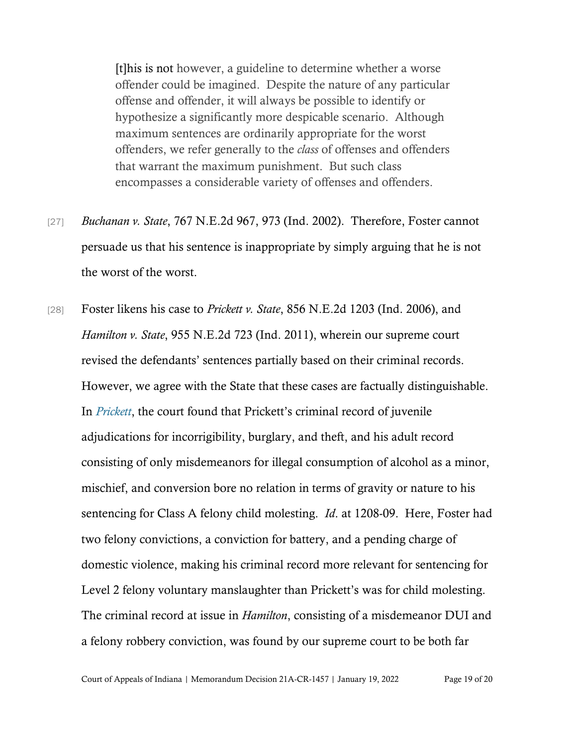> [t]his is not however, a guideline to determine whether a worse offender could be imagined. Despite the nature of any particular offense and offender, it will always be possible to identify or hypothesize a significantly more despicable scenario. Although maximum sentences are ordinarily appropriate for the worst offenders, we refer generally to the *class* of offenses and offenders that warrant the maximum punishment. But such class encompasses a considerable variety of offenses and offenders.

[27] *Buchanan v. State*, 767 N.E.2d 967, 973 (Ind. 2002). Therefore, Foster cannot persuade us that his sentence is inappropriate by simply arguing that he is not the worst of the worst.

[28] Foster likens his case to *Prickett v. State*, 856 N.E.2d 1203 (Ind. 2006), and *Hamilton v. State*, 955 N.E.2d 723 (Ind. 2011), wherein our supreme court revised the defendants' sentences partially based on their criminal records. However, we agree with the State that these cases are factually distinguishable. In *Prickett*, the court found that Prickett's criminal record of juvenile adjudications for incorrigibility, burglary, and theft, and his adult record consisting of only misdemeanors for illegal consumption of alcohol as a minor, mischief, and conversion bore no relation in terms of gravity or nature to his sentencing for Class A felony child molesting. *Id*. at 1208-09. Here, Foster had two felony convictions, a conviction for battery, and a pending charge of domestic violence, making his criminal record more relevant for sentencing for Level 2 felony voluntary manslaughter than Prickett's was for child molesting. The criminal record at issue in *Hamilton*, consisting of a misdemeanor DUI and a felony robbery conviction, was found by our supreme court to be both far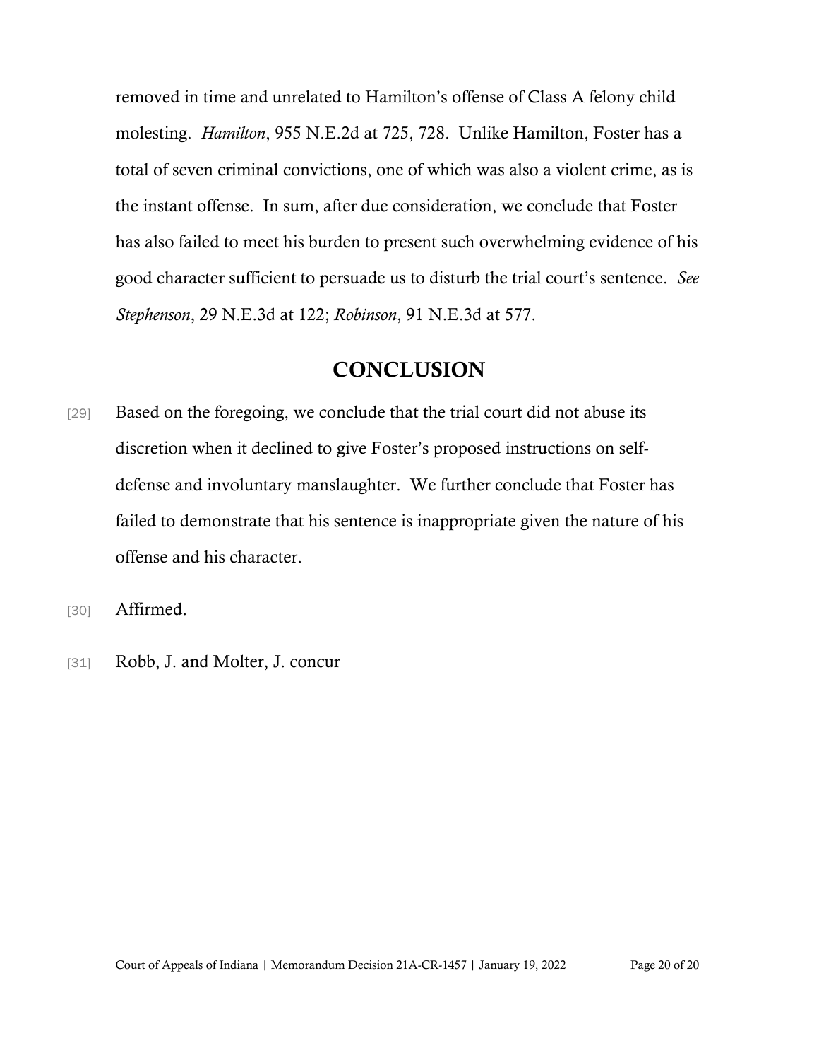removed in time and unrelated to Hamilton's offense of Class A felony child molesting. *Hamilton*, 955 N.E.2d at 725, 728. Unlike Hamilton, Foster has a total of seven criminal convictions, one of which was also a violent crime, as is the instant offense. In sum, after due consideration, we conclude that Foster has also failed to meet his burden to present such overwhelming evidence of his good character sufficient to persuade us to disturb the trial court's sentence. *See Stephenson*, 29 N.E.3d at 122; *Robinson*, 91 N.E.3d at 577.

## CONCLUSION

[29] Based on the foregoing, we conclude that the trial court did not abuse its discretion when it declined to give Foster's proposed instructions on self-defense and involuntary manslaughter. We further conclude that Foster has failed to demonstrate that his sentence is inappropriate given the nature of his offense and his character.

[30] Affirmed.

[31] Robb, J. and Molter, J. concur